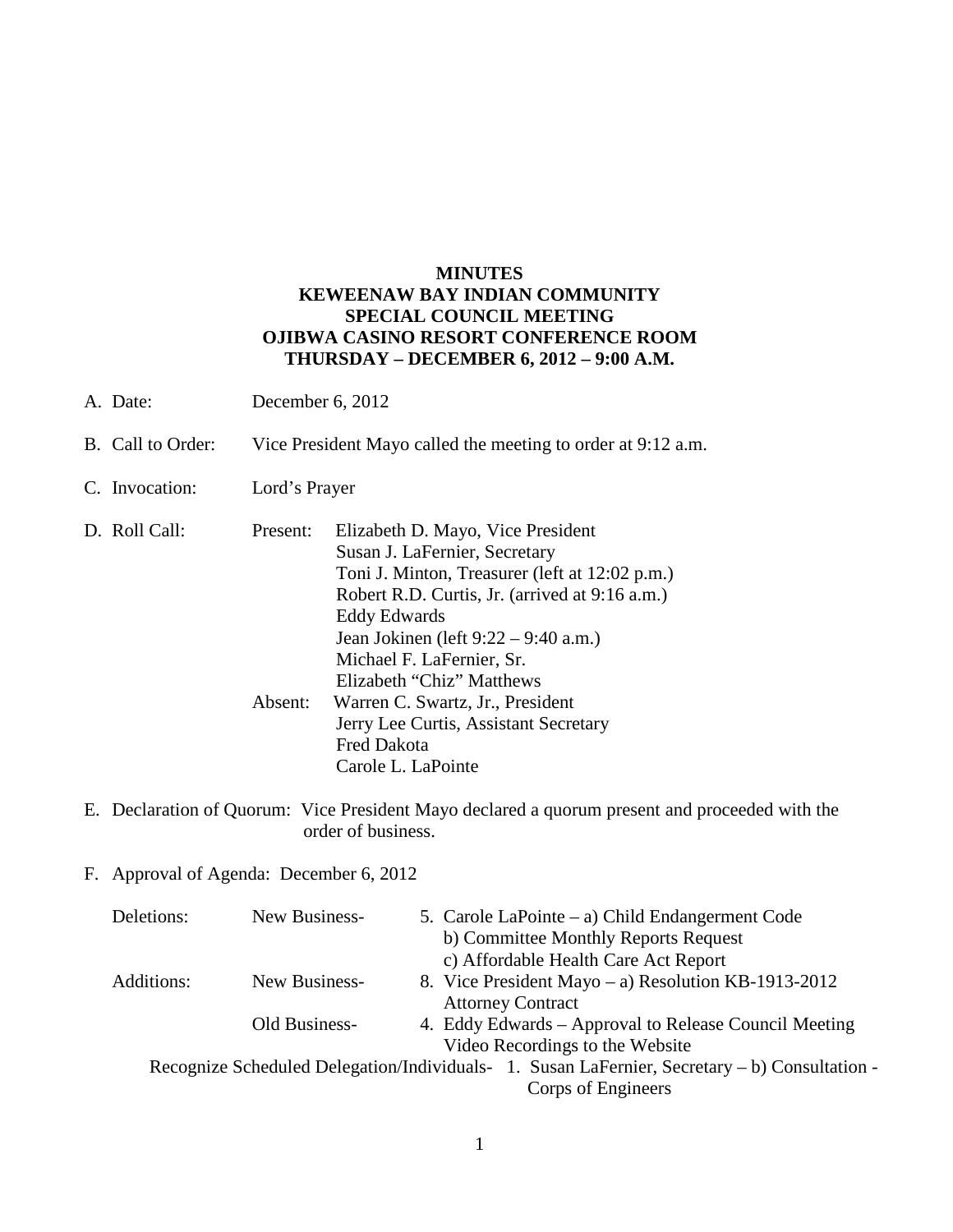**MINUTES**
**KEWEENAW BAY INDIAN COMMUNITY**
**SPECIAL COUNCIL MEETING**
**OJIBWA CASINO RESORT CONFERENCE ROOM**
**THURSDAY – DECEMBER 6, 2012 – 9:00 A.M.**

A. Date: December 6, 2012

B. Call to Order: Vice President Mayo called the meeting to order at 9:12 a.m.

C. Invocation: Lord's Prayer

D. Roll Call:

Present:
- Elizabeth D. Mayo, Vice President
- Susan J. LaFernier, Secretary
- Toni J. Minton, Treasurer (left at 12:02 p.m.)
- Robert R.D. Curtis, Jr. (arrived at 9:16 a.m.)
- Eddy Edwards
- Jean Jokinen (left 9:22 – 9:40 a.m.)
- Michael F. LaFernier, Sr.
- Elizabeth "Chiz" Matthews

Absent:
- Warren C. Swartz, Jr., President
- Jerry Lee Curtis, Assistant Secretary
- Fred Dakota
- Carole L. LaPointe

E. Declaration of Quorum: Vice President Mayo declared a quorum present and proceeded with the order of business.

F. Approval of Agenda: December 6, 2012

Deletions: New Business- 5. Carole LaPointe – a) Child Endangerment Code
b) Committee Monthly Reports Request
c) Affordable Health Care Act Report

Additions: New Business- 8. Vice President Mayo – a) Resolution KB-1913-2012 Attorney Contract

Old Business- 4. Eddy Edwards – Approval to Release Council Meeting Video Recordings to the Website

Recognize Scheduled Delegation/Individuals- 1. Susan LaFernier, Secretary – b) Consultation - Corps of Engineers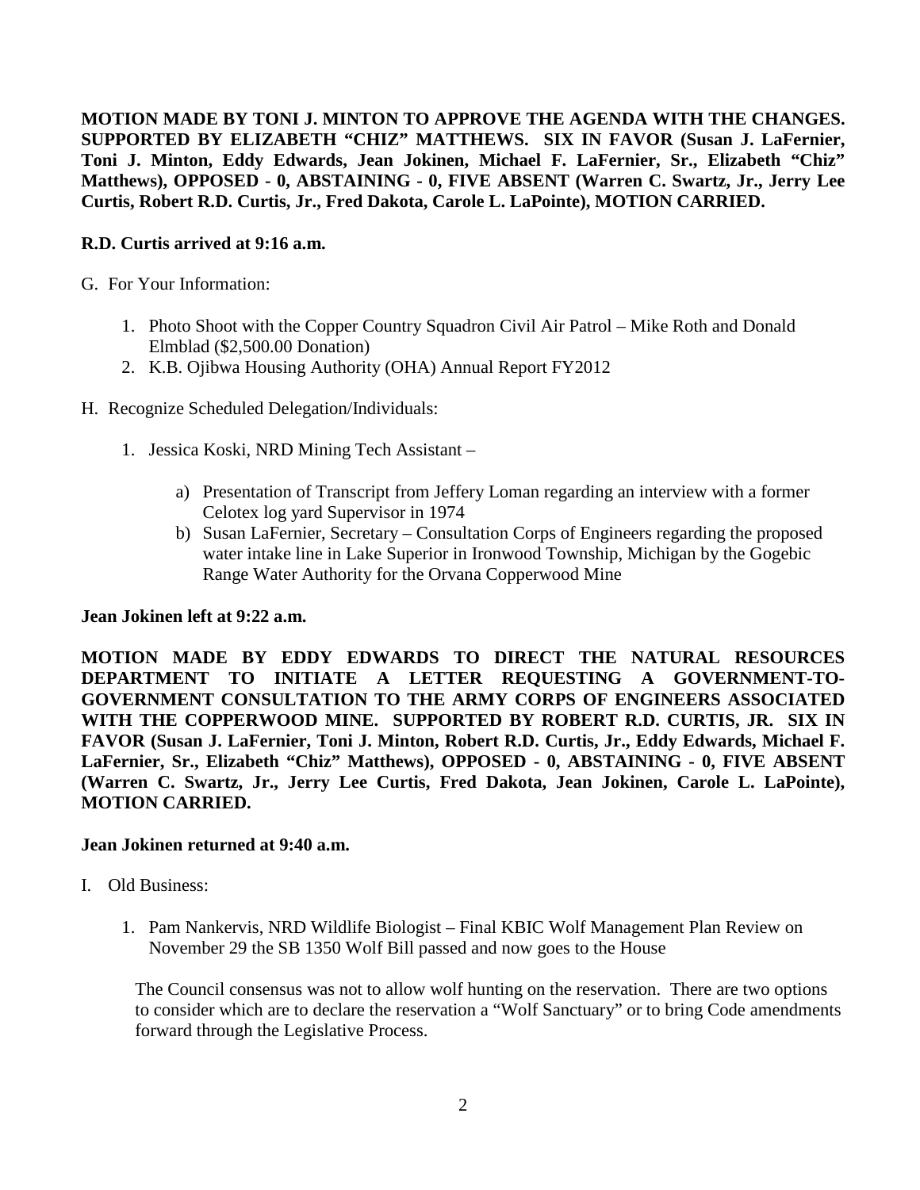**MOTION MADE BY TONI J. MINTON TO APPROVE THE AGENDA WITH THE CHANGES. SUPPORTED BY ELIZABETH "CHIZ" MATTHEWS. SIX IN FAVOR (Susan J. LaFernier, Toni J. Minton, Eddy Edwards, Jean Jokinen, Michael F. LaFernier, Sr., Elizabeth "Chiz" Matthews), OPPOSED - 0, ABSTAINING - 0, FIVE ABSENT (Warren C. Swartz, Jr., Jerry Lee Curtis, Robert R.D. Curtis, Jr., Fred Dakota, Carole L. LaPointe), MOTION CARRIED.**

**R.D. Curtis arrived at 9:16 a.m.**

G. For Your Information:

1. Photo Shoot with the Copper Country Squadron Civil Air Patrol – Mike Roth and Donald Elmblad ($2,500.00 Donation)
2. K.B. Ojibwa Housing Authority (OHA) Annual Report FY2012

H. Recognize Scheduled Delegation/Individuals:

1. Jessica Koski, NRD Mining Tech Assistant –

    a) Presentation of Transcript from Jeffery Loman regarding an interview with a former Celotex log yard Supervisor in 1974
    b) Susan LaFernier, Secretary – Consultation Corps of Engineers regarding the proposed water intake line in Lake Superior in Ironwood Township, Michigan by the Gogebic Range Water Authority for the Orvana Copperwood Mine

**Jean Jokinen left at 9:22 a.m.**

**MOTION MADE BY EDDY EDWARDS TO DIRECT THE NATURAL RESOURCES DEPARTMENT TO INITIATE A LETTER REQUESTING A GOVERNMENT-TO-GOVERNMENT CONSULTATION TO THE ARMY CORPS OF ENGINEERS ASSOCIATED WITH THE COPPERWOOD MINE. SUPPORTED BY ROBERT R.D. CURTIS, JR. SIX IN FAVOR (Susan J. LaFernier, Toni J. Minton, Robert R.D. Curtis, Jr., Eddy Edwards, Michael F. LaFernier, Sr., Elizabeth "Chiz" Matthews), OPPOSED - 0, ABSTAINING - 0, FIVE ABSENT (Warren C. Swartz, Jr., Jerry Lee Curtis, Fred Dakota, Jean Jokinen, Carole L. LaPointe), MOTION CARRIED.**

**Jean Jokinen returned at 9:40 a.m.**

I. Old Business:

1. Pam Nankervis, NRD Wildlife Biologist – Final KBIC Wolf Management Plan Review on November 29 the SB 1350 Wolf Bill passed and now goes to the House

    The Council consensus was not to allow wolf hunting on the reservation. There are two options to consider which are to declare the reservation a "Wolf Sanctuary" or to bring Code amendments forward through the Legislative Process.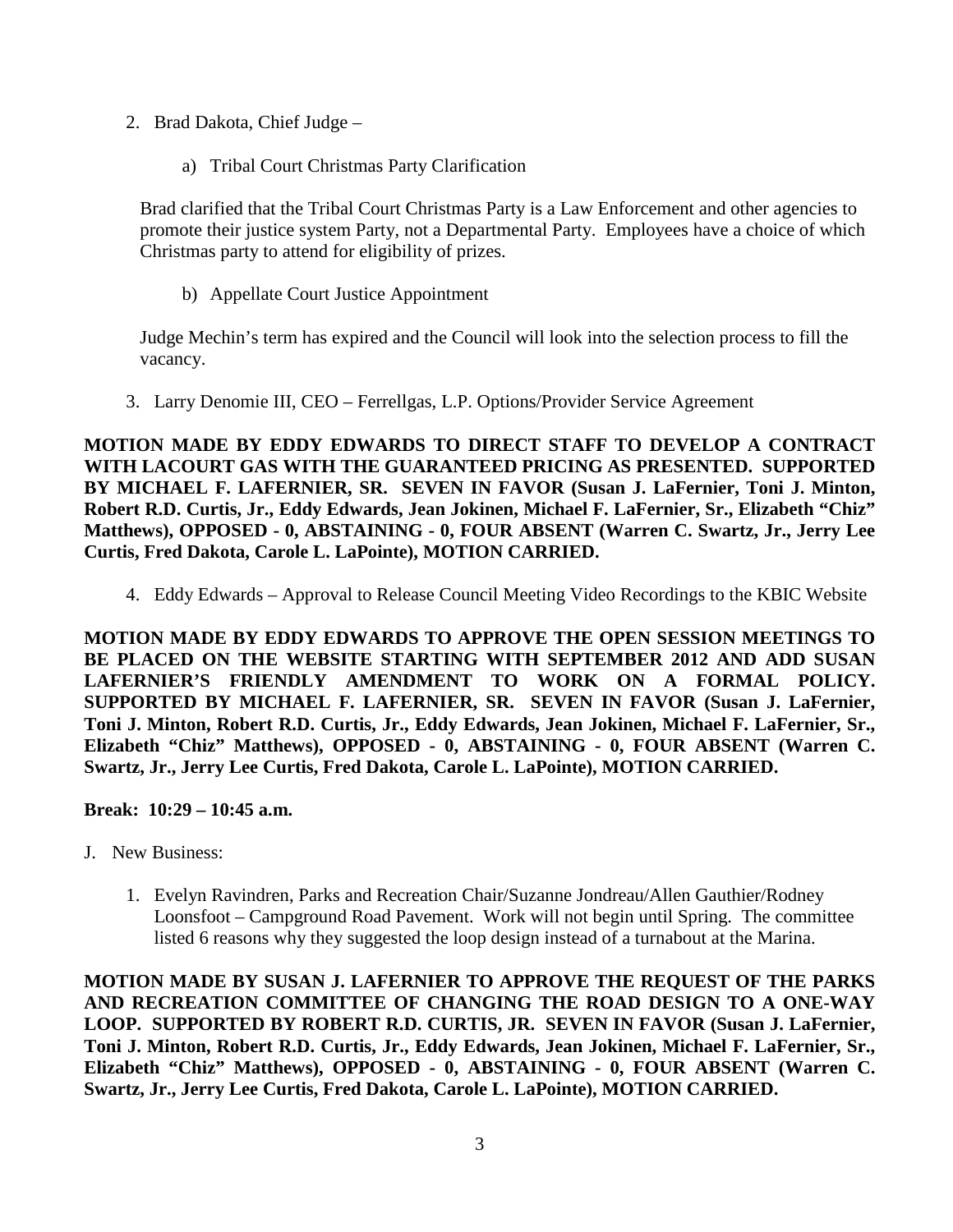2. Brad Dakota, Chief Judge –

    a) Tribal Court Christmas Party Clarification

Brad clarified that the Tribal Court Christmas Party is a Law Enforcement and other agencies to promote their justice system Party, not a Departmental Party. Employees have a choice of which Christmas party to attend for eligibility of prizes.

    b) Appellate Court Justice Appointment

Judge Mechin's term has expired and the Council will look into the selection process to fill the vacancy.

3. Larry Denomie III, CEO – Ferrellgas, L.P. Options/Provider Service Agreement

**MOTION MADE BY EDDY EDWARDS TO DIRECT STAFF TO DEVELOP A CONTRACT WITH LACOURT GAS WITH THE GUARANTEED PRICING AS PRESENTED. SUPPORTED BY MICHAEL F. LAFERNIER, SR. SEVEN IN FAVOR (Susan J. LaFernier, Toni J. Minton, Robert R.D. Curtis, Jr., Eddy Edwards, Jean Jokinen, Michael F. LaFernier, Sr., Elizabeth "Chiz" Matthews), OPPOSED - 0, ABSTAINING - 0, FOUR ABSENT (Warren C. Swartz, Jr., Jerry Lee Curtis, Fred Dakota, Carole L. LaPointe), MOTION CARRIED.**

4. Eddy Edwards – Approval to Release Council Meeting Video Recordings to the KBIC Website

**MOTION MADE BY EDDY EDWARDS TO APPROVE THE OPEN SESSION MEETINGS TO BE PLACED ON THE WEBSITE STARTING WITH SEPTEMBER 2012 AND ADD SUSAN LAFERNIER'S FRIENDLY AMENDMENT TO WORK ON A FORMAL POLICY. SUPPORTED BY MICHAEL F. LAFERNIER, SR. SEVEN IN FAVOR (Susan J. LaFernier, Toni J. Minton, Robert R.D. Curtis, Jr., Eddy Edwards, Jean Jokinen, Michael F. LaFernier, Sr., Elizabeth "Chiz" Matthews), OPPOSED - 0, ABSTAINING - 0, FOUR ABSENT (Warren C. Swartz, Jr., Jerry Lee Curtis, Fred Dakota, Carole L. LaPointe), MOTION CARRIED.**

**Break: 10:29 – 10:45 a.m.**

J. New Business:

1. Evelyn Ravindren, Parks and Recreation Chair/Suzanne Jondreau/Allen Gauthier/Rodney Loonsfoot – Campground Road Pavement. Work will not begin until Spring. The committee listed 6 reasons why they suggested the loop design instead of a turnabout at the Marina.

**MOTION MADE BY SUSAN J. LAFERNIER TO APPROVE THE REQUEST OF THE PARKS AND RECREATION COMMITTEE OF CHANGING THE ROAD DESIGN TO A ONE-WAY LOOP. SUPPORTED BY ROBERT R.D. CURTIS, JR. SEVEN IN FAVOR (Susan J. LaFernier, Toni J. Minton, Robert R.D. Curtis, Jr., Eddy Edwards, Jean Jokinen, Michael F. LaFernier, Sr., Elizabeth "Chiz" Matthews), OPPOSED - 0, ABSTAINING - 0, FOUR ABSENT (Warren C. Swartz, Jr., Jerry Lee Curtis, Fred Dakota, Carole L. LaPointe), MOTION CARRIED.**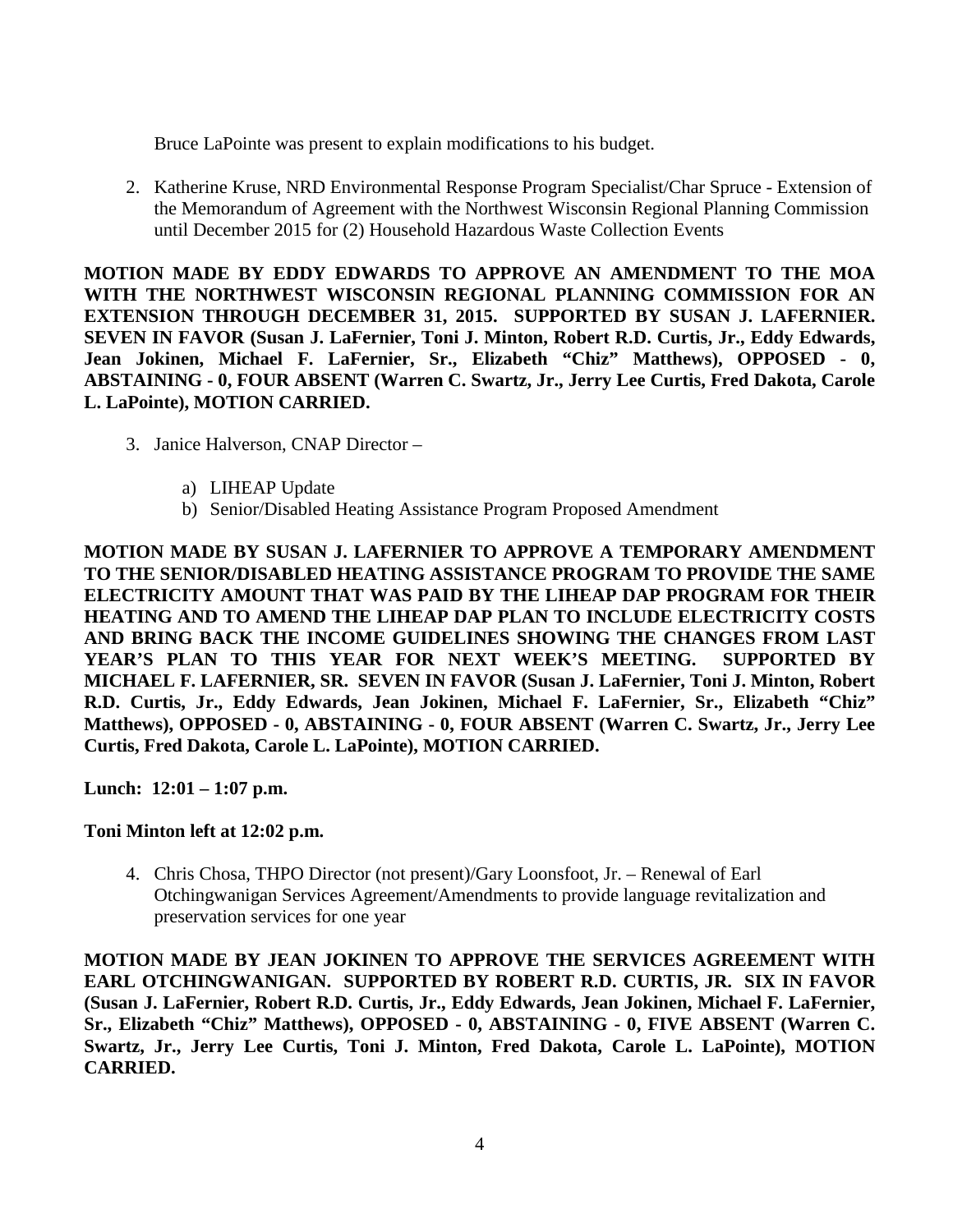Bruce LaPointe was present to explain modifications to his budget.

2. Katherine Kruse, NRD Environmental Response Program Specialist/Char Spruce - Extension of the Memorandum of Agreement with the Northwest Wisconsin Regional Planning Commission until December 2015 for (2) Household Hazardous Waste Collection Events

**MOTION MADE BY EDDY EDWARDS TO APPROVE AN AMENDMENT TO THE MOA WITH THE NORTHWEST WISCONSIN REGIONAL PLANNING COMMISSION FOR AN EXTENSION THROUGH DECEMBER 31, 2015. SUPPORTED BY SUSAN J. LAFERNIER. SEVEN IN FAVOR (Susan J. LaFernier, Toni J. Minton, Robert R.D. Curtis, Jr., Eddy Edwards, Jean Jokinen, Michael F. LaFernier, Sr., Elizabeth "Chiz" Matthews), OPPOSED - 0, ABSTAINING - 0, FOUR ABSENT (Warren C. Swartz, Jr., Jerry Lee Curtis, Fred Dakota, Carole L. LaPointe), MOTION CARRIED.**

3. Janice Halverson, CNAP Director –

   a) LIHEAP Update
   b) Senior/Disabled Heating Assistance Program Proposed Amendment

**MOTION MADE BY SUSAN J. LAFERNIER TO APPROVE A TEMPORARY AMENDMENT TO THE SENIOR/DISABLED HEATING ASSISTANCE PROGRAM TO PROVIDE THE SAME ELECTRICITY AMOUNT THAT WAS PAID BY THE LIHEAP DAP PROGRAM FOR THEIR HEATING AND TO AMEND THE LIHEAP DAP PLAN TO INCLUDE ELECTRICITY COSTS AND BRING BACK THE INCOME GUIDELINES SHOWING THE CHANGES FROM LAST YEAR'S PLAN TO THIS YEAR FOR NEXT WEEK'S MEETING. SUPPORTED BY MICHAEL F. LAFERNIER, SR. SEVEN IN FAVOR (Susan J. LaFernier, Toni J. Minton, Robert R.D. Curtis, Jr., Eddy Edwards, Jean Jokinen, Michael F. LaFernier, Sr., Elizabeth "Chiz" Matthews), OPPOSED - 0, ABSTAINING - 0, FOUR ABSENT (Warren C. Swartz, Jr., Jerry Lee Curtis, Fred Dakota, Carole L. LaPointe), MOTION CARRIED.**

**Lunch: 12:01 – 1:07 p.m.**

**Toni Minton left at 12:02 p.m.**

4. Chris Chosa, THPO Director (not present)/Gary Loonsfoot, Jr. – Renewal of Earl Otchingwanigan Services Agreement/Amendments to provide language revitalization and preservation services for one year

**MOTION MADE BY JEAN JOKINEN TO APPROVE THE SERVICES AGREEMENT WITH EARL OTCHINGWANIGAN. SUPPORTED BY ROBERT R.D. CURTIS, JR. SIX IN FAVOR (Susan J. LaFernier, Robert R.D. Curtis, Jr., Eddy Edwards, Jean Jokinen, Michael F. LaFernier, Sr., Elizabeth "Chiz" Matthews), OPPOSED - 0, ABSTAINING - 0, FIVE ABSENT (Warren C. Swartz, Jr., Jerry Lee Curtis, Toni J. Minton, Fred Dakota, Carole L. LaPointe), MOTION CARRIED.**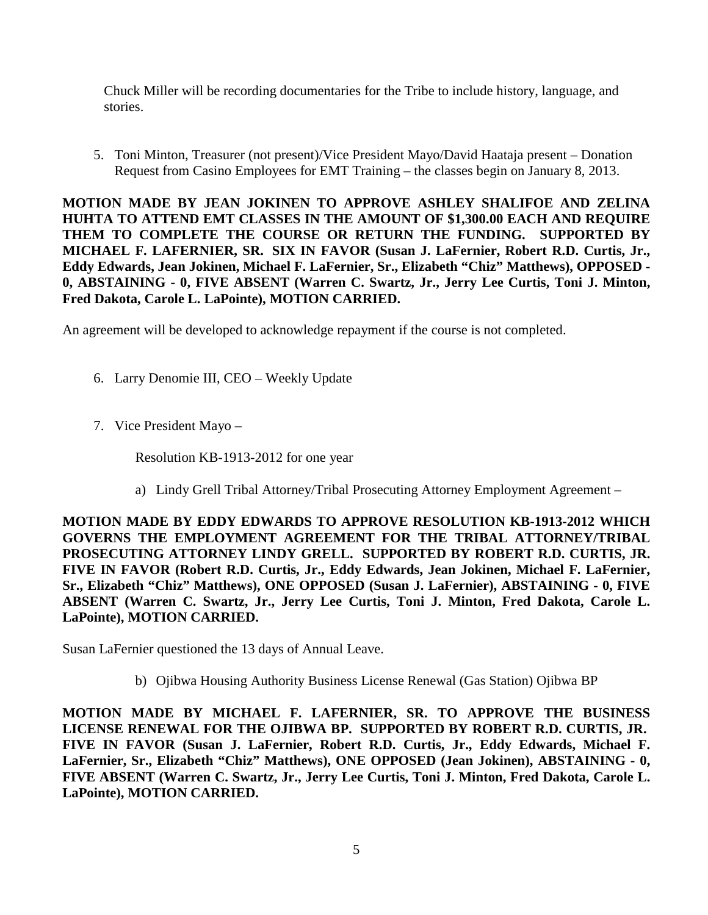Chuck Miller will be recording documentaries for the Tribe to include history, language, and stories.

5. Toni Minton, Treasurer (not present)/Vice President Mayo/David Haataja present – Donation Request from Casino Employees for EMT Training – the classes begin on January 8, 2013.

**MOTION MADE BY JEAN JOKINEN TO APPROVE ASHLEY SHALIFOE AND ZELINA HUHTA TO ATTEND EMT CLASSES IN THE AMOUNT OF $1,300.00 EACH AND REQUIRE THEM TO COMPLETE THE COURSE OR RETURN THE FUNDING. SUPPORTED BY MICHAEL F. LAFERNIER, SR. SIX IN FAVOR (Susan J. LaFernier, Robert R.D. Curtis, Jr., Eddy Edwards, Jean Jokinen, Michael F. LaFernier, Sr., Elizabeth "Chiz" Matthews), OPPOSED - 0, ABSTAINING - 0, FIVE ABSENT (Warren C. Swartz, Jr., Jerry Lee Curtis, Toni J. Minton, Fred Dakota, Carole L. LaPointe), MOTION CARRIED.**

An agreement will be developed to acknowledge repayment if the course is not completed.

6. Larry Denomie III, CEO – Weekly Update

7. Vice President Mayo –

   Resolution KB-1913-2012 for one year

   a) Lindy Grell Tribal Attorney/Tribal Prosecuting Attorney Employment Agreement –

**MOTION MADE BY EDDY EDWARDS TO APPROVE RESOLUTION KB-1913-2012 WHICH GOVERNS THE EMPLOYMENT AGREEMENT FOR THE TRIBAL ATTORNEY/TRIBAL PROSECUTING ATTORNEY LINDY GRELL. SUPPORTED BY ROBERT R.D. CURTIS, JR. FIVE IN FAVOR (Robert R.D. Curtis, Jr., Eddy Edwards, Jean Jokinen, Michael F. LaFernier, Sr., Elizabeth "Chiz" Matthews), ONE OPPOSED (Susan J. LaFernier), ABSTAINING - 0, FIVE ABSENT (Warren C. Swartz, Jr., Jerry Lee Curtis, Toni J. Minton, Fred Dakota, Carole L. LaPointe), MOTION CARRIED.**

Susan LaFernier questioned the 13 days of Annual Leave.

   b) Ojibwa Housing Authority Business License Renewal (Gas Station) Ojibwa BP

**MOTION MADE BY MICHAEL F. LAFERNIER, SR. TO APPROVE THE BUSINESS LICENSE RENEWAL FOR THE OJIBWA BP. SUPPORTED BY ROBERT R.D. CURTIS, JR. FIVE IN FAVOR (Susan J. LaFernier, Robert R.D. Curtis, Jr., Eddy Edwards, Michael F. LaFernier, Sr., Elizabeth "Chiz" Matthews), ONE OPPOSED (Jean Jokinen), ABSTAINING - 0, FIVE ABSENT (Warren C. Swartz, Jr., Jerry Lee Curtis, Toni J. Minton, Fred Dakota, Carole L. LaPointe), MOTION CARRIED.**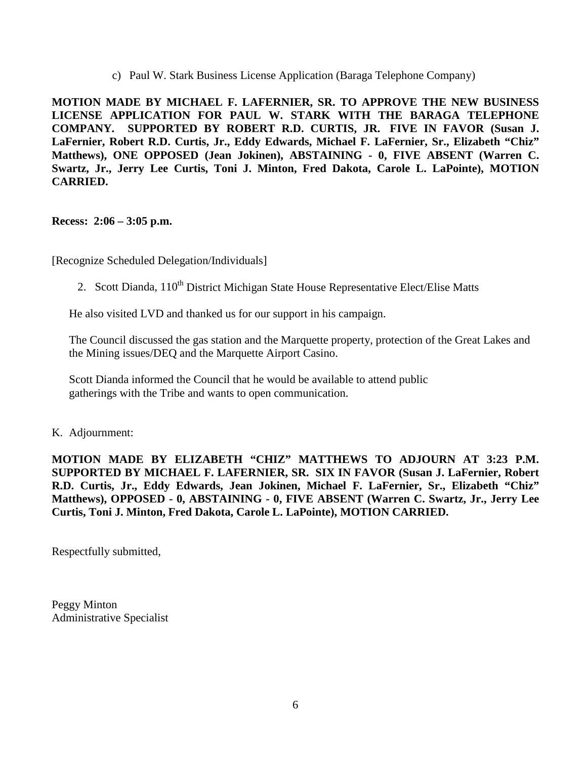c) Paul W. Stark Business License Application (Baraga Telephone Company)

**MOTION MADE BY MICHAEL F. LAFERNIER, SR. TO APPROVE THE NEW BUSINESS LICENSE APPLICATION FOR PAUL W. STARK WITH THE BARAGA TELEPHONE COMPANY. SUPPORTED BY ROBERT R.D. CURTIS, JR. FIVE IN FAVOR (Susan J. LaFernier, Robert R.D. Curtis, Jr., Eddy Edwards, Michael F. LaFernier, Sr., Elizabeth "Chiz" Matthews), ONE OPPOSED (Jean Jokinen), ABSTAINING - 0, FIVE ABSENT (Warren C. Swartz, Jr., Jerry Lee Curtis, Toni J. Minton, Fred Dakota, Carole L. LaPointe), MOTION CARRIED.**

**Recess: 2:06 – 3:05 p.m.**

[Recognize Scheduled Delegation/Individuals]

2. Scott Dianda, 110th District Michigan State House Representative Elect/Elise Matts

He also visited LVD and thanked us for our support in his campaign.

The Council discussed the gas station and the Marquette property, protection of the Great Lakes and the Mining issues/DEQ and the Marquette Airport Casino.

Scott Dianda informed the Council that he would be available to attend public gatherings with the Tribe and wants to open communication.

K. Adjournment:

**MOTION MADE BY ELIZABETH "CHIZ" MATTHEWS TO ADJOURN AT 3:23 P.M. SUPPORTED BY MICHAEL F. LAFERNIER, SR. SIX IN FAVOR (Susan J. LaFernier, Robert R.D. Curtis, Jr., Eddy Edwards, Jean Jokinen, Michael F. LaFernier, Sr., Elizabeth "Chiz" Matthews), OPPOSED - 0, ABSTAINING - 0, FIVE ABSENT (Warren C. Swartz, Jr., Jerry Lee Curtis, Toni J. Minton, Fred Dakota, Carole L. LaPointe), MOTION CARRIED.**

Respectfully submitted,

Peggy Minton
Administrative Specialist